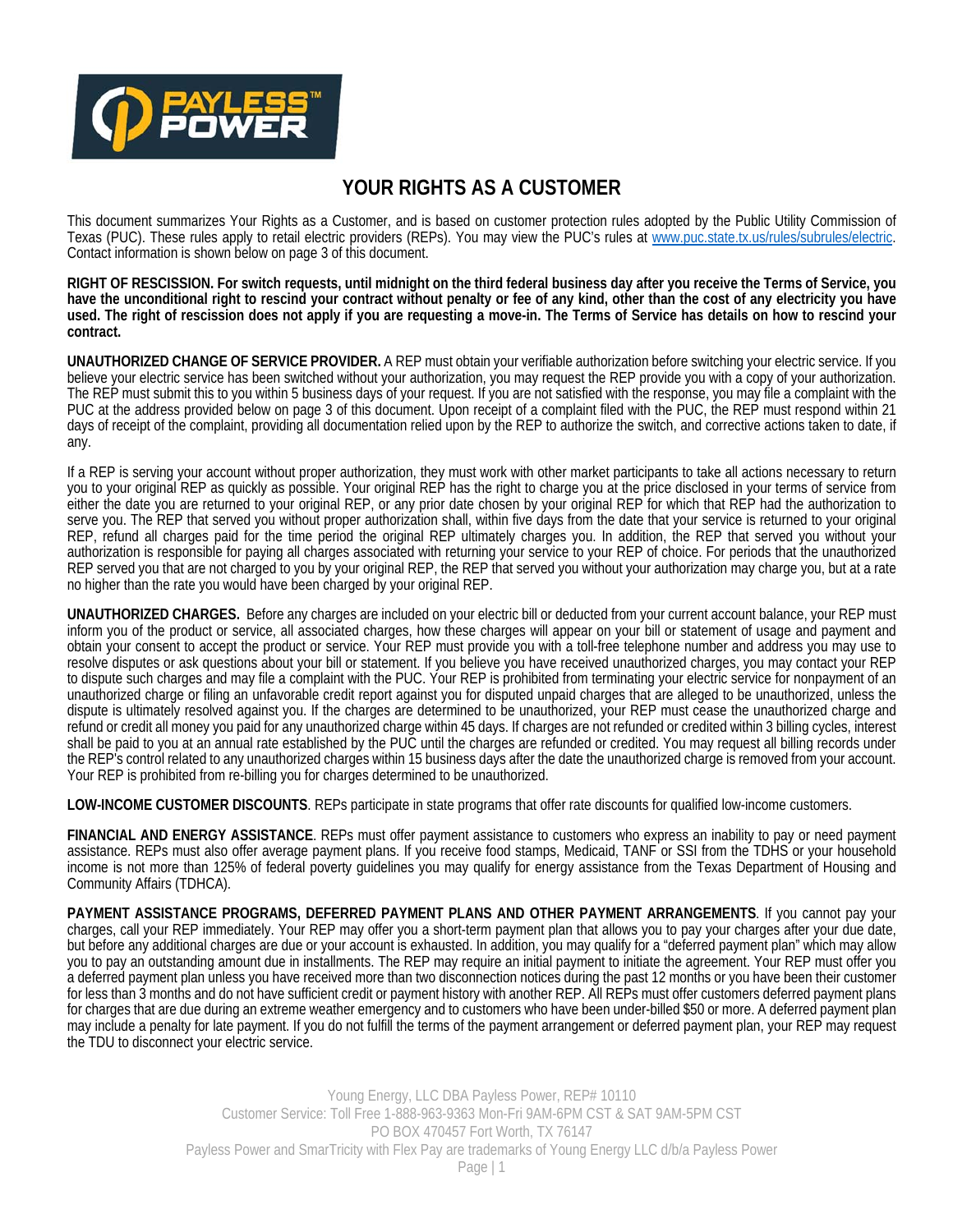# YOUR RIGHTS AS A CUSTOMER

This document summarizes Your Rights as a Customer, and is based on customer protection rules adopted by the Public Utility Commission of Texas (PUC). These rules apply to retail electric providers (REPs). You may view the PUC's rules at www.puc.state.tx.us/rules/subrules/electric. Contact information is shown below on page 3 of this document.

**RIGHT OF RESCISSION. For switch requests, until midnight on the third federal business day after you receive the Terms of Service, you have the unconditional right to rescind your contract without penalty or fee of any kind, other than the cost of any electricity you have used. The right of rescission does not apply if you are requesting a move-in. The Terms of Service has details on how to rescind your contract.**

**UNAUTHORIZED CHANGE OF SERVICE PROVIDER.** A REP must obtain your verifiable authorization before switching your electric service. If you believe your electric service has been switched without your authorization, you may request the REP provide you with a copy of your authorization. The REP must submit this to you within 5 business days of your request. If you are not satisfied with the response, you may file a complaint with the PUC at the address provided below on page 3 of this document. Upon receipt of a complaint filed with the PUC, the REP must respond within 21 days of receipt of the complaint, providing all documentation relied upon by the REP to authorize the switch, and corrective actions taken to date, if any.

If a REP is serving your account without proper authorization, they must work with other market participants to take all actions necessary to return you to your original REP as quickly as possible. Your original REP has the right to charge you at the price disclosed in your terms of service from either the date you are returned to your original REP, or any prior date chosen by your original REP for which that REP had the authorization to serve you. The REP that served you without proper authorization shall, within five days from the date that your service is returned to your original REP, refund all charges paid for the time period the original REP ultimately charges you. In addition, the REP that served you without your authorization is responsible for paying all charges associated with returning your service to your REP of choice. For periods that the unauthorized REP served you that are not charged to you by your original REP, the REP that served you without your authorization may charge you, but at a rate no higher than the rate you would have been charged by your original REP.

**UNAUTHORIZED CHARGES.** Before any charges are included on your electric bill or deducted from your current account balance, your REP must inform you of the product or service, all associated charges, how these charges will appear on your bill or statement of usage and payment and obtain your consent to accept the product or service. Your REP must provide you with a toll-free telephone number and address you may use to resolve disputes or ask questions about your bill or statement. If you believe you have received unauthorized charges, you may contact your REP to dispute such charges and may file a complaint with the PUC. Your REP is prohibited from terminating your electric service for nonpayment of an unauthorized charge or filing an unfavorable credit report against you for disputed unpaid charges that are alleged to be unauthorized, unless the dispute is ultimately resolved against you. If the charges are determined to be unauthorized, your REP must cease the unauthorized charge and refund or credit all money you paid for any unauthorized charge within 45 days. If charges are not refunded or credited within 3 billing cycles, interest shall be paid to you at an annual rate established by the PUC until the charges are refunded or credited. You may request all billing records under the REP's control related to any unauthorized charges within 15 business days after the date the unauthorized charge is removed from your account. Your REP is prohibited from re-billing you for charges determined to be unauthorized.

**LOW-INCOME CUSTOMER DISCOUNTS**. REPs participate in state programs that offer rate discounts for qualified low-income customers.

**FINANCIAL AND ENERGY ASSISTANCE**. REPs must offer payment assistance to customers who express an inability to pay or need payment assistance. REPs must also offer average payment plans. If you receive food stamps, Medicaid, TANF or SSI from the TDHS or your household income is not more than 125% of federal poverty guidelines you may qualify for energy assistance from the Texas Department of Housing and Community Affairs (TDHCA).

**PAYMENT ASSISTANCE PROGRAMS, DEFERRED PAYMENT PLANS AND OTHER PAYMENT ARRANGEMENTS**. If you cannot pay your charges, call your REP immediately. Your REP may offer you a short-term payment plan that allows you to pay your charges after your due date, but before any additional charges are due or your account is exhausted. In addition, you may qualify for a "deferred payment plan" which may allow you to pay an outstanding amount due in installments. The REP may require an initial payment to initiate the agreement. Your REP must offer you a deferred payment plan unless you have received more than two disconnection notices during the past 12 months or you have been their customer for less than 3 months and do not have sufficient credit or payment history with another REP. All REPs must offer customers deferred payment plans for charges that are due during an extreme weather emergency and to customers who have been under-billed $50 or more. A deferred payment plan may include a penalty for late payment. If you do not fulfill the terms of the payment arrangement or deferred payment plan, your REP may request the TDU to disconnect your electric service.

Young Energy, LLC DBA Payless Power, REP# 10110
Customer Service: Toll Free 1-888-963-9363 Mon-Fri 9AM-6PM CST & SAT 9AM-5PM CST
PO BOX 470457 Fort Worth, TX 76147
Payless Power and SmarTricity with Flex Pay are trademarks of Young Energy LLC d/b/a Payless Power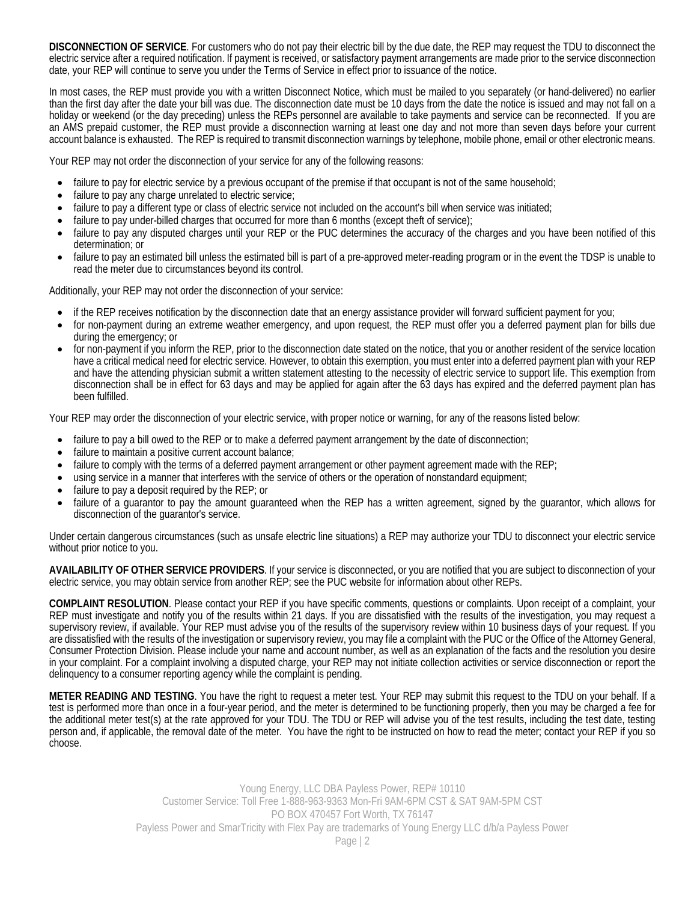**DISCONNECTION OF SERVICE**. For customers who do not pay their electric bill by the due date, the REP may request the TDU to disconnect the electric service after a required notification. If payment is received, or satisfactory payment arrangements are made prior to the service disconnection date, your REP will continue to serve you under the Terms of Service in effect prior to issuance of the notice.

In most cases, the REP must provide you with a written Disconnect Notice, which must be mailed to you separately (or hand-delivered) no earlier than the first day after the date your bill was due. The disconnection date must be 10 days from the date the notice is issued and may not fall on a holiday or weekend (or the day preceding) unless the REPs personnel are available to take payments and service can be reconnected. If you are an AMS prepaid customer, the REP must provide a disconnection warning at least one day and not more than seven days before your current account balance is exhausted. The REP is required to transmit disconnection warnings by telephone, mobile phone, email or other electronic means.

Your REP may not order the disconnection of your service for any of the following reasons:

- failure to pay for electric service by a previous occupant of the premise if that occupant is not of the same household;
- failure to pay any charge unrelated to electric service;
- failure to pay a different type or class of electric service not included on the account's bill when service was initiated;
- failure to pay under-billed charges that occurred for more than 6 months (except theft of service);
- failure to pay any disputed charges until your REP or the PUC determines the accuracy of the charges and you have been notified of this determination; or
- failure to pay an estimated bill unless the estimated bill is part of a pre-approved meter-reading program or in the event the TDSP is unable to read the meter due to circumstances beyond its control.

Additionally, your REP may not order the disconnection of your service:

- if the REP receives notification by the disconnection date that an energy assistance provider will forward sufficient payment for you;
- for non-payment during an extreme weather emergency, and upon request, the REP must offer you a deferred payment plan for bills due during the emergency; or
- for non-payment if you inform the REP, prior to the disconnection date stated on the notice, that you or another resident of the service location have a critical medical need for electric service. However, to obtain this exemption, you must enter into a deferred payment plan with your REP and have the attending physician submit a written statement attesting to the necessity of electric service to support life. This exemption from disconnection shall be in effect for 63 days and may be applied for again after the 63 days has expired and the deferred payment plan has been fulfilled.

Your REP may order the disconnection of your electric service, with proper notice or warning, for any of the reasons listed below:

- failure to pay a bill owed to the REP or to make a deferred payment arrangement by the date of disconnection;
- failure to maintain a positive current account balance;
- failure to comply with the terms of a deferred payment arrangement or other payment agreement made with the REP;
- using service in a manner that interferes with the service of others or the operation of nonstandard equipment;
- failure to pay a deposit required by the REP; or
- failure of a guarantor to pay the amount guaranteed when the REP has a written agreement, signed by the guarantor, which allows for disconnection of the guarantor's service.

Under certain dangerous circumstances (such as unsafe electric line situations) a REP may authorize your TDU to disconnect your electric service without prior notice to you.

**AVAILABILITY OF OTHER SERVICE PROVIDERS**. If your service is disconnected, or you are notified that you are subject to disconnection of your electric service, you may obtain service from another REP; see the PUC website for information about other REPs.

**COMPLAINT RESOLUTION**. Please contact your REP if you have specific comments, questions or complaints. Upon receipt of a complaint, your REP must investigate and notify you of the results within 21 days. If you are dissatisfied with the results of the investigation, you may request a supervisory review, if available. Your REP must advise you of the results of the supervisory review within 10 business days of your request. If you are dissatisfied with the results of the investigation or supervisory review, you may file a complaint with the PUC or the Office of the Attorney General, Consumer Protection Division. Please include your name and account number, as well as an explanation of the facts and the resolution you desire in your complaint. For a complaint involving a disputed charge, your REP may not initiate collection activities or service disconnection or report the delinquency to a consumer reporting agency while the complaint is pending.

**METER READING AND TESTING**. You have the right to request a meter test. Your REP may submit this request to the TDU on your behalf. If a test is performed more than once in a four-year period, and the meter is determined to be functioning properly, then you may be charged a fee for the additional meter test(s) at the rate approved for your TDU. The TDU or REP will advise you of the test results, including the test date, testing person and, if applicable, the removal date of the meter. You have the right to be instructed on how to read the meter; contact your REP if you so choose.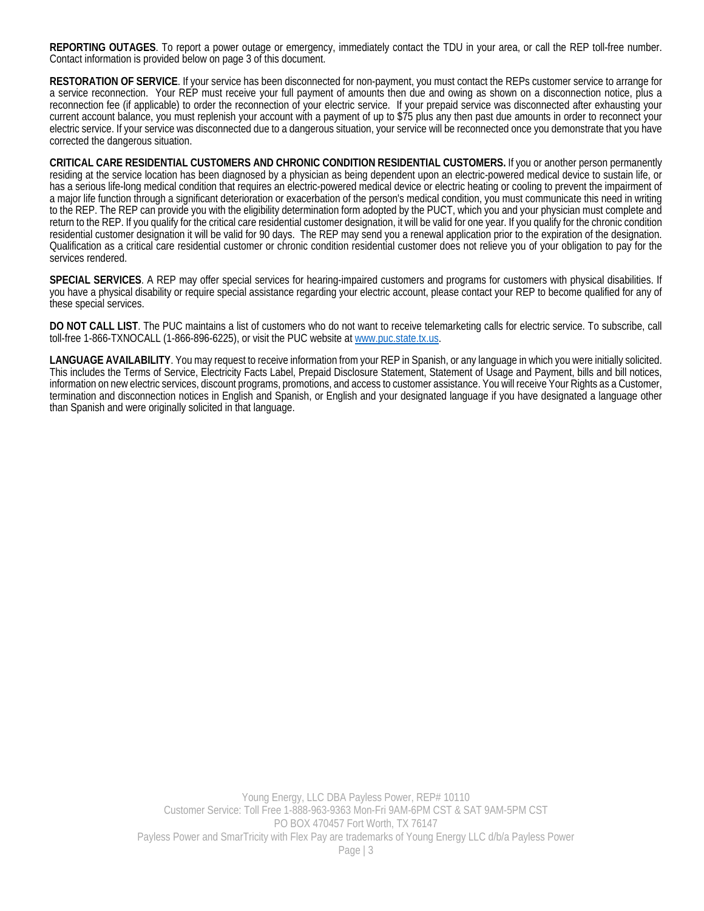**REPORTING OUTAGES**. To report a power outage or emergency, immediately contact the TDU in your area, or call the REP toll-free number. Contact information is provided below on page 3 of this document.

**RESTORATION OF SERVICE**. If your service has been disconnected for non-payment, you must contact the REPs customer service to arrange for a service reconnection. Your REP must receive your full payment of amounts then due and owing as shown on a disconnection notice, plus a reconnection fee (if applicable) to order the reconnection of your electric service. If your prepaid service was disconnected after exhausting your current account balance, you must replenish your account with a payment of up to $75 plus any then past due amounts in order to reconnect your electric service. If your service was disconnected due to a dangerous situation, your service will be reconnected once you demonstrate that you have corrected the dangerous situation.

**CRITICAL CARE RESIDENTIAL CUSTOMERS AND CHRONIC CONDITION RESIDENTIAL CUSTOMERS.** If you or another person permanently residing at the service location has been diagnosed by a physician as being dependent upon an electric-powered medical device to sustain life, or has a serious life-long medical condition that requires an electric-powered medical device or electric heating or cooling to prevent the impairment of a major life function through a significant deterioration or exacerbation of the person's medical condition, you must communicate this need in writing to the REP. The REP can provide you with the eligibility determination form adopted by the PUCT, which you and your physician must complete and return to the REP. If you qualify for the critical care residential customer designation, it will be valid for one year. If you qualify for the chronic condition residential customer designation it will be valid for 90 days. The REP may send you a renewal application prior to the expiration of the designation. Qualification as a critical care residential customer or chronic condition residential customer does not relieve you of your obligation to pay for the services rendered.

**SPECIAL SERVICES**. A REP may offer special services for hearing-impaired customers and programs for customers with physical disabilities. If you have a physical disability or require special assistance regarding your electric account, please contact your REP to become qualified for any of these special services.

**DO NOT CALL LIST**. The PUC maintains a list of customers who do not want to receive telemarketing calls for electric service. To subscribe, call toll-free 1-866-TXNOCALL (1-866-896-6225), or visit the PUC website at www.puc.state.tx.us.

**LANGUAGE AVAILABILITY**. You may request to receive information from your REP in Spanish, or any language in which you were initially solicited. This includes the Terms of Service, Electricity Facts Label, Prepaid Disclosure Statement, Statement of Usage and Payment, bills and bill notices, information on new electric services, discount programs, promotions, and access to customer assistance. You will receive Your Rights as a Customer, termination and disconnection notices in English and Spanish, or English and your designated language if you have designated a language other than Spanish and were originally solicited in that language.

Young Energy, LLC DBA Payless Power, REP# 10110
Customer Service: Toll Free 1-888-963-9363 Mon-Fri 9AM-6PM CST & SAT 9AM-5PM CST
PO BOX 470457 Fort Worth, TX 76147
Payless Power and SmarTricity with Flex Pay are trademarks of Young Energy LLC d/b/a Payless Power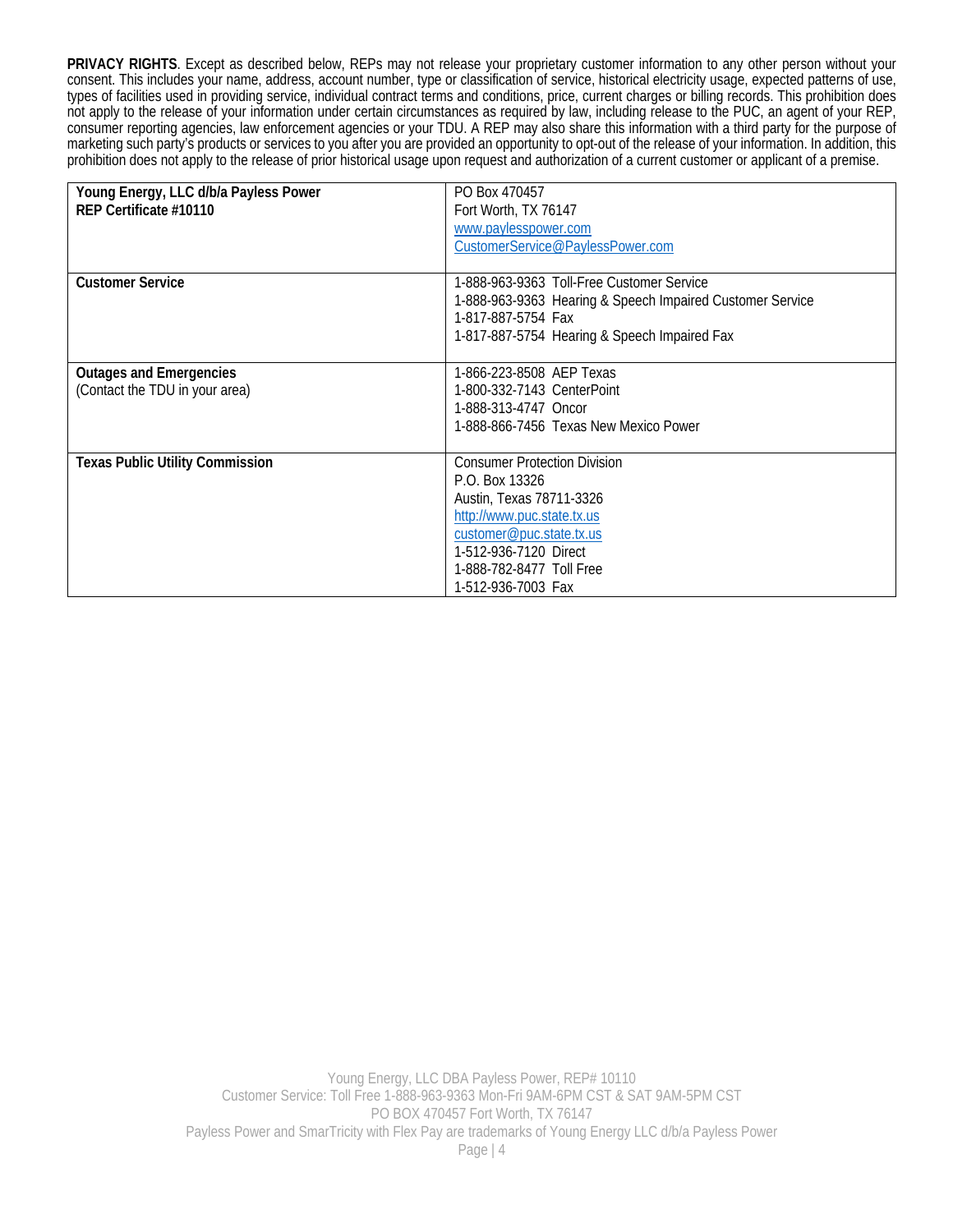**PRIVACY RIGHTS**. Except as described below, REPs may not release your proprietary customer information to any other person without your consent. This includes your name, address, account number, type or classification of service, historical electricity usage, expected patterns of use, types of facilities used in providing service, individual contract terms and conditions, price, current charges or billing records. This prohibition does not apply to the release of your information under certain circumstances as required by law, including release to the PUC, an agent of your REP, consumer reporting agencies, law enforcement agencies or your TDU. A REP may also share this information with a third party for the purpose of marketing such party's products or services to you after you are provided an opportunity to opt-out of the release of your information. In addition, this prohibition does not apply to the release of prior historical usage upon request and authorization of a current customer or applicant of a premise.

| | |
|---|---|
| **Young Energy, LLC d/b/a Payless Power**<br>**REP Certificate #10110** | PO Box 470457<br>Fort Worth, TX 76147<br>www.paylesspower.com<br>CustomerService@PaylessPower.com |
| **Customer Service** | 1-888-963-9363 Toll-Free Customer Service<br>1-888-963-9363 Hearing & Speech Impaired Customer Service<br>1-817-887-5754 Fax<br>1-817-887-5754 Hearing & Speech Impaired Fax |
| **Outages and Emergencies**<br>(Contact the TDU in your area) | 1-866-223-8508 AEP Texas<br>1-800-332-7143 CenterPoint<br>1-888-313-4747 Oncor<br>1-888-866-7456 Texas New Mexico Power |
| **Texas Public Utility Commission** | Consumer Protection Division<br>P.O. Box 13326<br>Austin, Texas 78711-3326<br>http://www.puc.state.tx.us<br>customer@puc.state.tx.us<br>1-512-936-7120 Direct<br>1-888-782-8477 Toll Free<br>1-512-936-7003 Fax |